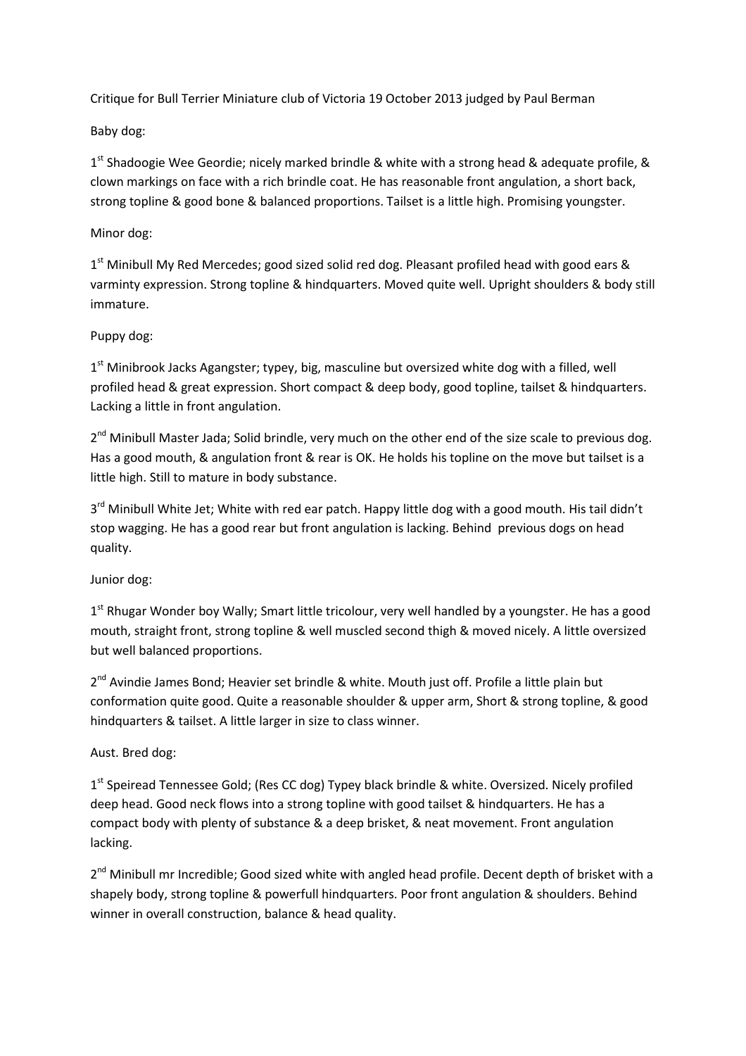Critique for Bull Terrier Miniature club of Victoria 19 October 2013 judged by Paul Berman

Baby dog:

1st Shadoogie Wee Geordie; nicely marked brindle & white with a strong head & adequate profile, & clown markings on face with a rich brindle coat. He has reasonable front angulation, a short back, strong topline & good bone & balanced proportions. Tailset is a little high. Promising youngster.

Minor dog:

1st Minibull My Red Mercedes; good sized solid red dog. Pleasant profiled head with good ears & varminty expression. Strong topline & hindquarters. Moved quite well. Upright shoulders & body still immature.

Puppy dog:

1st Minibrook Jacks Agangster; typey, big, masculine but oversized white dog with a filled, well profiled head & great expression. Short compact & deep body, good topline, tailset & hindquarters. Lacking a little in front angulation.

2nd Minibull Master Jada; Solid brindle, very much on the other end of the size scale to previous dog. Has a good mouth, & angulation front & rear is OK. He holds his topline on the move but tailset is a little high. Still to mature in body substance.

3rd Minibull White Jet; White with red ear patch. Happy little dog with a good mouth. His tail didn't stop wagging. He has a good rear but front angulation is lacking. Behind previous dogs on head quality.

Junior dog:

1st Rhugar Wonder boy Wally; Smart little tricolour, very well handled by a youngster. He has a good mouth, straight front, strong topline & well muscled second thigh & moved nicely. A little oversized but well balanced proportions.

2nd Avindie James Bond; Heavier set brindle & white. Mouth just off. Profile a little plain but conformation quite good. Quite a reasonable shoulder & upper arm, Short & strong topline, & good hindquarters & tailset. A little larger in size to class winner.

Aust. Bred dog:

1st Speiread Tennessee Gold; (Res CC dog) Typey black brindle & white. Oversized. Nicely profiled deep head. Good neck flows into a strong topline with good tailset & hindquarters. He has a compact body with plenty of substance & a deep brisket, & neat movement. Front angulation lacking.

2nd Minibull mr Incredible; Good sized white with angled head profile. Decent depth of brisket with a shapely body, strong topline & powerfull hindquarters. Poor front angulation & shoulders. Behind winner in overall construction, balance & head quality.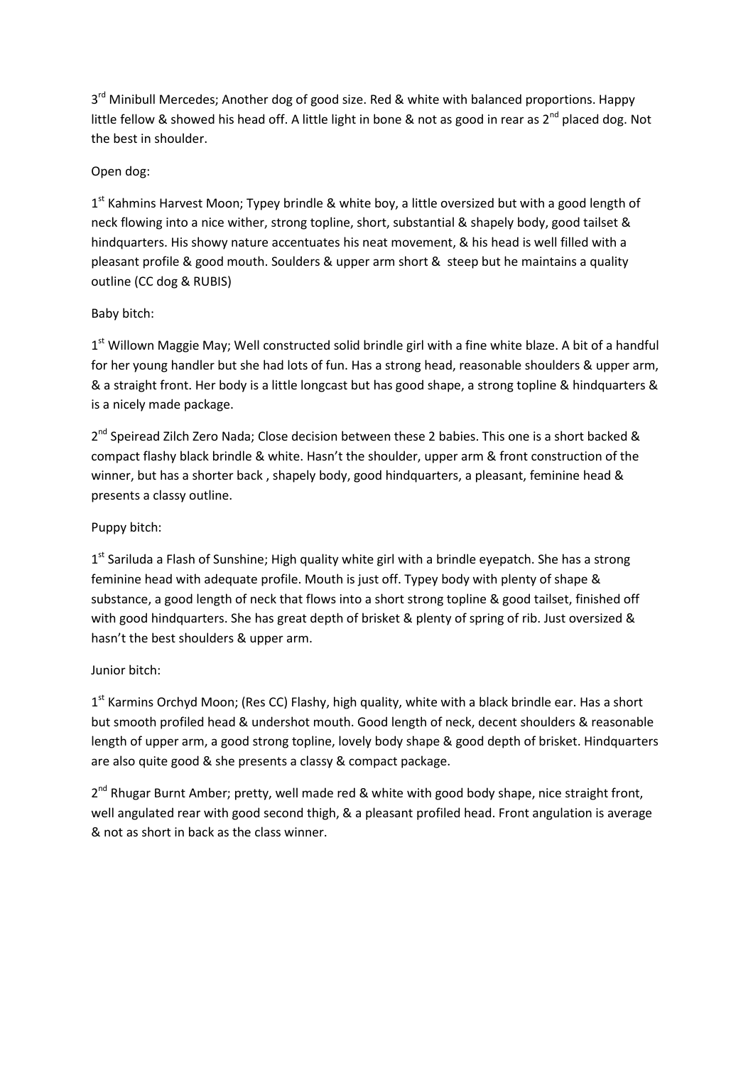3rd Minibull Mercedes; Another dog of good size. Red & white with balanced proportions. Happy little fellow & showed his head off. A little light in bone & not as good in rear as 2nd placed dog. Not the best in shoulder.

Open dog:

1st Kahmins Harvest Moon; Typey brindle & white boy, a little oversized but with a good length of neck flowing into a nice wither, strong topline, short, substantial & shapely body, good tailset & hindquarters. His showy nature accentuates his neat movement, & his head is well filled with a pleasant profile & good mouth. Soulders & upper arm short & steep but he maintains a quality outline (CC dog & RUBIS)

Baby bitch:

1st Willown Maggie May; Well constructed solid brindle girl with a fine white blaze. A bit of a handful for her young handler but she had lots of fun. Has a strong head, reasonable shoulders & upper arm, & a straight front. Her body is a little longcast but has good shape, a strong topline & hindquarters & is a nicely made package.

2nd Speiread Zilch Zero Nada; Close decision between these 2 babies. This one is a short backed & compact flashy black brindle & white. Hasn't the shoulder, upper arm & front construction of the winner, but has a shorter back , shapely body, good hindquarters, a pleasant, feminine head & presents a classy outline.

Puppy bitch:

1st Sariluda a Flash of Sunshine; High quality white girl with a brindle eyepatch. She has a strong feminine head with adequate profile. Mouth is just off. Typey body with plenty of shape & substance, a good length of neck that flows into a short strong topline & good tailset, finished off with good hindquarters. She has great depth of brisket & plenty of spring of rib. Just oversized & hasn't the best shoulders & upper arm.

Junior bitch:

1st Karmins Orchyd Moon; (Res CC) Flashy, high quality, white with a black brindle ear. Has a short but smooth profiled head & undershot mouth. Good length of neck, decent shoulders & reasonable length of upper arm, a good strong topline, lovely body shape & good depth of brisket. Hindquarters are also quite good & she presents a classy & compact package.

2nd Rhugar Burnt Amber; pretty, well made red & white with good body shape, nice straight front, well angulated rear with good second thigh, & a pleasant profiled head. Front angulation is average & not as short in back as the class winner.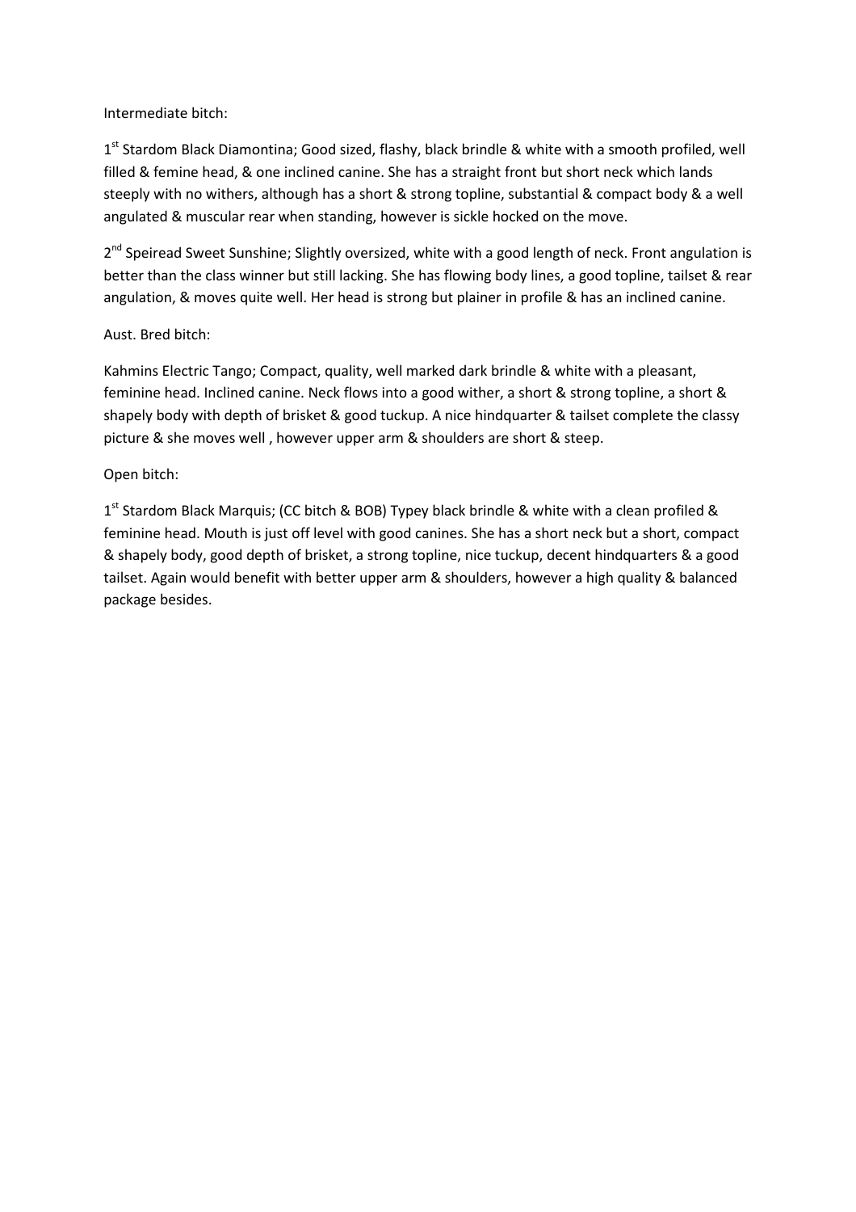Intermediate bitch:

1st Stardom Black Diamontina; Good sized, flashy, black brindle & white with a smooth profiled, well filled & femine head, & one inclined canine. She has a straight front but short neck which lands steeply with no withers, although has a short & strong topline, substantial & compact body & a well angulated & muscular rear when standing, however is sickle hocked on the move.

2nd Speiread Sweet Sunshine; Slightly oversized, white with a good length of neck. Front angulation is better than the class winner but still lacking. She has flowing body lines, a good topline, tailset & rear angulation, & moves quite well. Her head is strong but plainer in profile & has an inclined canine.

Aust. Bred bitch:

Kahmins Electric Tango; Compact, quality, well marked dark brindle & white with a pleasant, feminine head. Inclined canine. Neck flows into a good wither, a short & strong topline, a short & shapely body with depth of brisket & good tuckup. A nice hindquarter & tailset complete the classy picture & she moves well , however upper arm & shoulders are short & steep.

Open bitch:

1st Stardom Black Marquis; (CC bitch & BOB) Typey black brindle & white with a clean profiled & feminine head. Mouth is just off level with good canines. She has a short neck but a short, compact & shapely body, good depth of brisket, a strong topline, nice tuckup, decent hindquarters & a good tailset. Again would benefit with better upper arm & shoulders, however a high quality & balanced package besides.